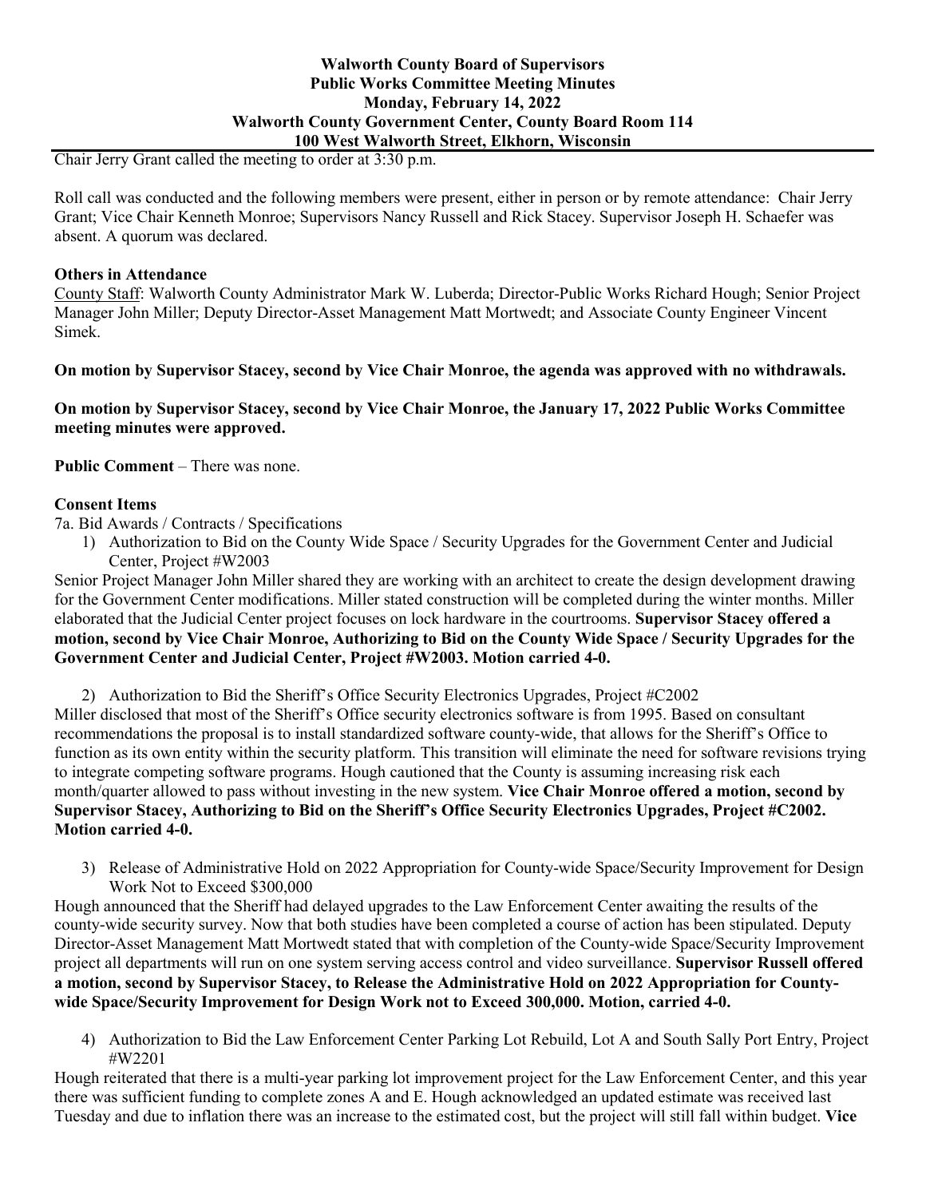**Walworth County Board of Supervisors**
**Public Works Committee Meeting Minutes**
**Monday, February 14, 2022**
**Walworth County Government Center, County Board Room 114**
**100 West Walworth Street, Elkhorn, Wisconsin**

Chair Jerry Grant called the meeting to order at 3:30 p.m.

Roll call was conducted and the following members were present, either in person or by remote attendance: Chair Jerry Grant; Vice Chair Kenneth Monroe; Supervisors Nancy Russell and Rick Stacey. Supervisor Joseph H. Schaefer was absent. A quorum was declared.

**Others in Attendance**

County Staff: Walworth County Administrator Mark W. Luberda; Director-Public Works Richard Hough; Senior Project Manager John Miller; Deputy Director-Asset Management Matt Mortwedt; and Associate County Engineer Vincent Simek.

**On motion by Supervisor Stacey, second by Vice Chair Monroe, the agenda was approved with no withdrawals.**

**On motion by Supervisor Stacey, second by Vice Chair Monroe, the January 17, 2022 Public Works Committee meeting minutes were approved.**

**Public Comment** – There was none.

**Consent Items**

7a. Bid Awards / Contracts / Specifications

1) Authorization to Bid on the County Wide Space / Security Upgrades for the Government Center and Judicial Center, Project #W2003

Senior Project Manager John Miller shared they are working with an architect to create the design development drawing for the Government Center modifications. Miller stated construction will be completed during the winter months. Miller elaborated that the Judicial Center project focuses on lock hardware in the courtrooms. **Supervisor Stacey offered a motion, second by Vice Chair Monroe, Authorizing to Bid on the County Wide Space / Security Upgrades for the Government Center and Judicial Center, Project #W2003. Motion carried 4-0.**

2) Authorization to Bid the Sheriff's Office Security Electronics Upgrades, Project #C2002

Miller disclosed that most of the Sheriff's Office security electronics software is from 1995. Based on consultant recommendations the proposal is to install standardized software county-wide, that allows for the Sheriff's Office to function as its own entity within the security platform. This transition will eliminate the need for software revisions trying to integrate competing software programs. Hough cautioned that the County is assuming increasing risk each month/quarter allowed to pass without investing in the new system. **Vice Chair Monroe offered a motion, second by Supervisor Stacey, Authorizing to Bid on the Sheriff's Office Security Electronics Upgrades, Project #C2002. Motion carried 4-0.**

3) Release of Administrative Hold on 2022 Appropriation for County-wide Space/Security Improvement for Design Work Not to Exceed $300,000

Hough announced that the Sheriff had delayed upgrades to the Law Enforcement Center awaiting the results of the county-wide security survey. Now that both studies have been completed a course of action has been stipulated. Deputy Director-Asset Management Matt Mortwedt stated that with completion of the County-wide Space/Security Improvement project all departments will run on one system serving access control and video surveillance. **Supervisor Russell offered a motion, second by Supervisor Stacey, to Release the Administrative Hold on 2022 Appropriation for County-wide Space/Security Improvement for Design Work not to Exceed 300,000. Motion, carried 4-0.**

4) Authorization to Bid the Law Enforcement Center Parking Lot Rebuild, Lot A and South Sally Port Entry, Project #W2201

Hough reiterated that there is a multi-year parking lot improvement project for the Law Enforcement Center, and this year there was sufficient funding to complete zones A and E. Hough acknowledged an updated estimate was received last Tuesday and due to inflation there was an increase to the estimated cost, but the project will still fall within budget. **Vice**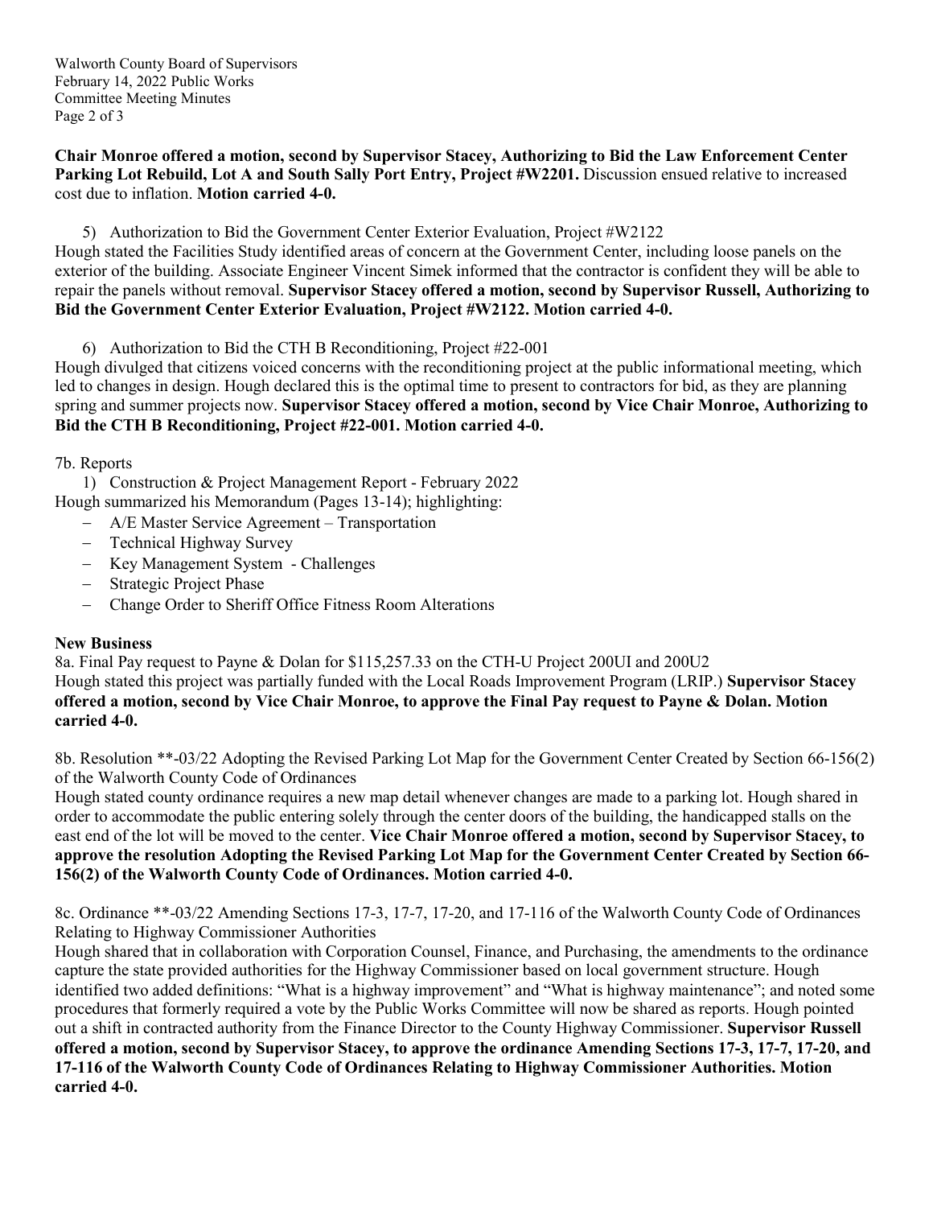**Chair Monroe offered a motion, second by Supervisor Stacey, Authorizing to Bid the Law Enforcement Center Parking Lot Rebuild, Lot A and South Sally Port Entry, Project #W2201.** Discussion ensued relative to increased cost due to inflation. **Motion carried 4-0.**

5) Authorization to Bid the Government Center Exterior Evaluation, Project #W2122

Hough stated the Facilities Study identified areas of concern at the Government Center, including loose panels on the exterior of the building. Associate Engineer Vincent Simek informed that the contractor is confident they will be able to repair the panels without removal. **Supervisor Stacey offered a motion, second by Supervisor Russell, Authorizing to Bid the Government Center Exterior Evaluation, Project #W2122. Motion carried 4-0.**

6) Authorization to Bid the CTH B Reconditioning, Project #22-001

Hough divulged that citizens voiced concerns with the reconditioning project at the public informational meeting, which led to changes in design. Hough declared this is the optimal time to present to contractors for bid, as they are planning spring and summer projects now. **Supervisor Stacey offered a motion, second by Vice Chair Monroe, Authorizing to Bid the CTH B Reconditioning, Project #22-001. Motion carried 4-0.**

7b. Reports

1) Construction & Project Management Report - February 2022

Hough summarized his Memorandum (Pages 13-14); highlighting:

- A/E Master Service Agreement – Transportation
- Technical Highway Survey
- Key Management System - Challenges
- Strategic Project Phase
- Change Order to Sheriff Office Fitness Room Alterations

**New Business**

8a. Final Pay request to Payne & Dolan for $115,257.33 on the CTH-U Project 200UI and 200U2

Hough stated this project was partially funded with the Local Roads Improvement Program (LRIP.) **Supervisor Stacey offered a motion, second by Vice Chair Monroe, to approve the Final Pay request to Payne & Dolan. Motion carried 4-0.**

8b. Resolution **-03/22 Adopting the Revised Parking Lot Map for the Government Center Created by Section 66-156(2) of the Walworth County Code of Ordinances

Hough stated county ordinance requires a new map detail whenever changes are made to a parking lot. Hough shared in order to accommodate the public entering solely through the center doors of the building, the handicapped stalls on the east end of the lot will be moved to the center. **Vice Chair Monroe offered a motion, second by Supervisor Stacey, to approve the resolution Adopting the Revised Parking Lot Map for the Government Center Created by Section 66-156(2) of the Walworth County Code of Ordinances. Motion carried 4-0.**

8c. Ordinance **-03/22 Amending Sections 17-3, 17-7, 17-20, and 17-116 of the Walworth County Code of Ordinances Relating to Highway Commissioner Authorities

Hough shared that in collaboration with Corporation Counsel, Finance, and Purchasing, the amendments to the ordinance capture the state provided authorities for the Highway Commissioner based on local government structure. Hough identified two added definitions: "What is a highway improvement" and "What is highway maintenance"; and noted some procedures that formerly required a vote by the Public Works Committee will now be shared as reports. Hough pointed out a shift in contracted authority from the Finance Director to the County Highway Commissioner. **Supervisor Russell offered a motion, second by Supervisor Stacey, to approve the ordinance Amending Sections 17-3, 17-7, 17-20, and 17-116 of the Walworth County Code of Ordinances Relating to Highway Commissioner Authorities. Motion carried 4-0.**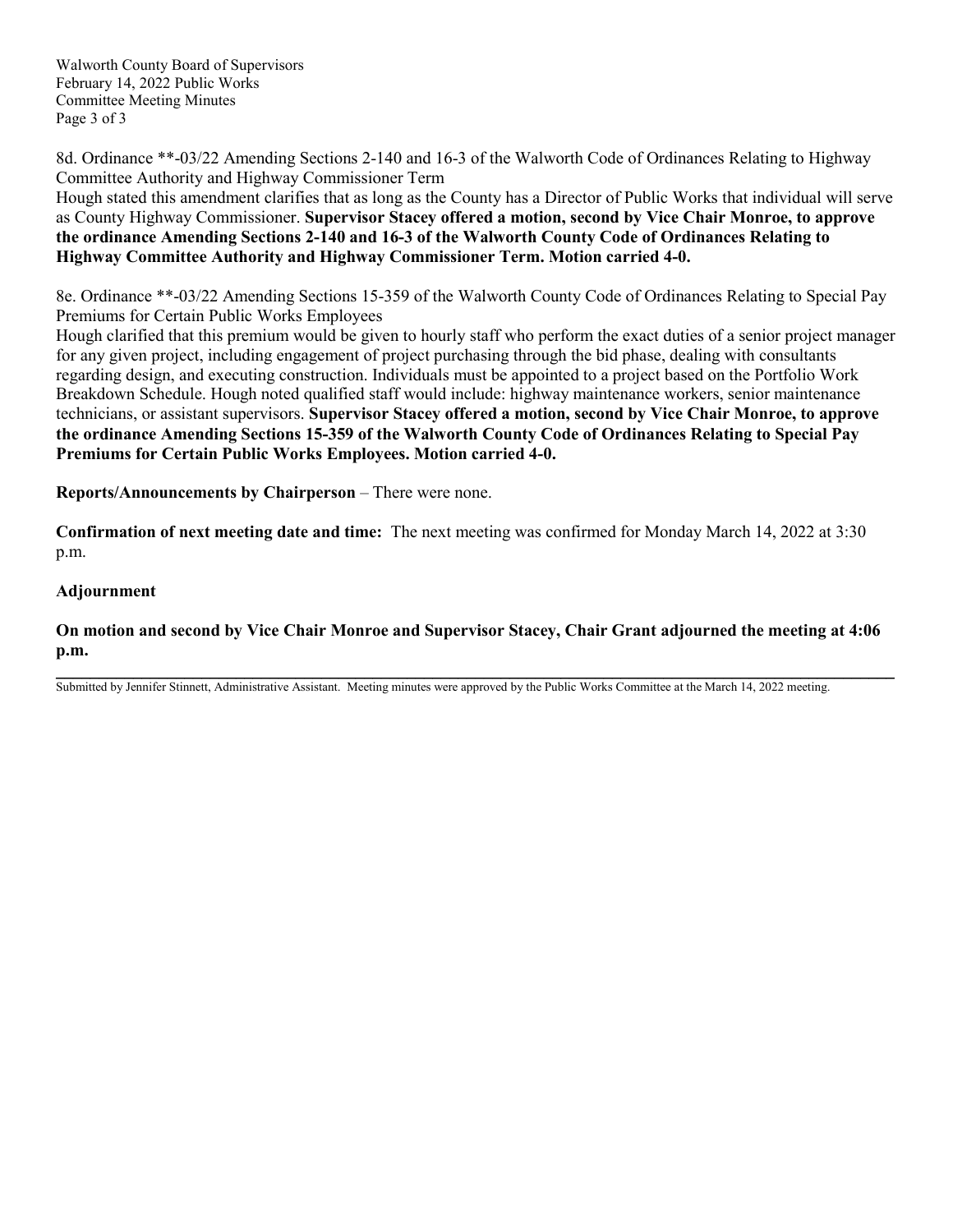8d. Ordinance **-03/22 Amending Sections 2-140 and 16-3 of the Walworth Code of Ordinances Relating to Highway Committee Authority and Highway Commissioner Term

Hough stated this amendment clarifies that as long as the County has a Director of Public Works that individual will serve as County Highway Commissioner. **Supervisor Stacey offered a motion, second by Vice Chair Monroe, to approve the ordinance Amending Sections 2-140 and 16-3 of the Walworth County Code of Ordinances Relating to Highway Committee Authority and Highway Commissioner Term. Motion carried 4-0.**

8e. Ordinance **-03/22 Amending Sections 15-359 of the Walworth County Code of Ordinances Relating to Special Pay Premiums for Certain Public Works Employees

Hough clarified that this premium would be given to hourly staff who perform the exact duties of a senior project manager for any given project, including engagement of project purchasing through the bid phase, dealing with consultants regarding design, and executing construction. Individuals must be appointed to a project based on the Portfolio Work Breakdown Schedule. Hough noted qualified staff would include: highway maintenance workers, senior maintenance technicians, or assistant supervisors. **Supervisor Stacey offered a motion, second by Vice Chair Monroe, to approve the ordinance Amending Sections 15-359 of the Walworth County Code of Ordinances Relating to Special Pay Premiums for Certain Public Works Employees. Motion carried 4-0.**

**Reports/Announcements by Chairperson** – There were none.

**Confirmation of next meeting date and time:** The next meeting was confirmed for Monday March 14, 2022 at 3:30 p.m.

**Adjournment**

**On motion and second by Vice Chair Monroe and Supervisor Stacey, Chair Grant adjourned the meeting at 4:06 p.m.**

---

Submitted by Jennifer Stinnett, Administrative Assistant. Meeting minutes were approved by the Public Works Committee at the March 14, 2022 meeting.